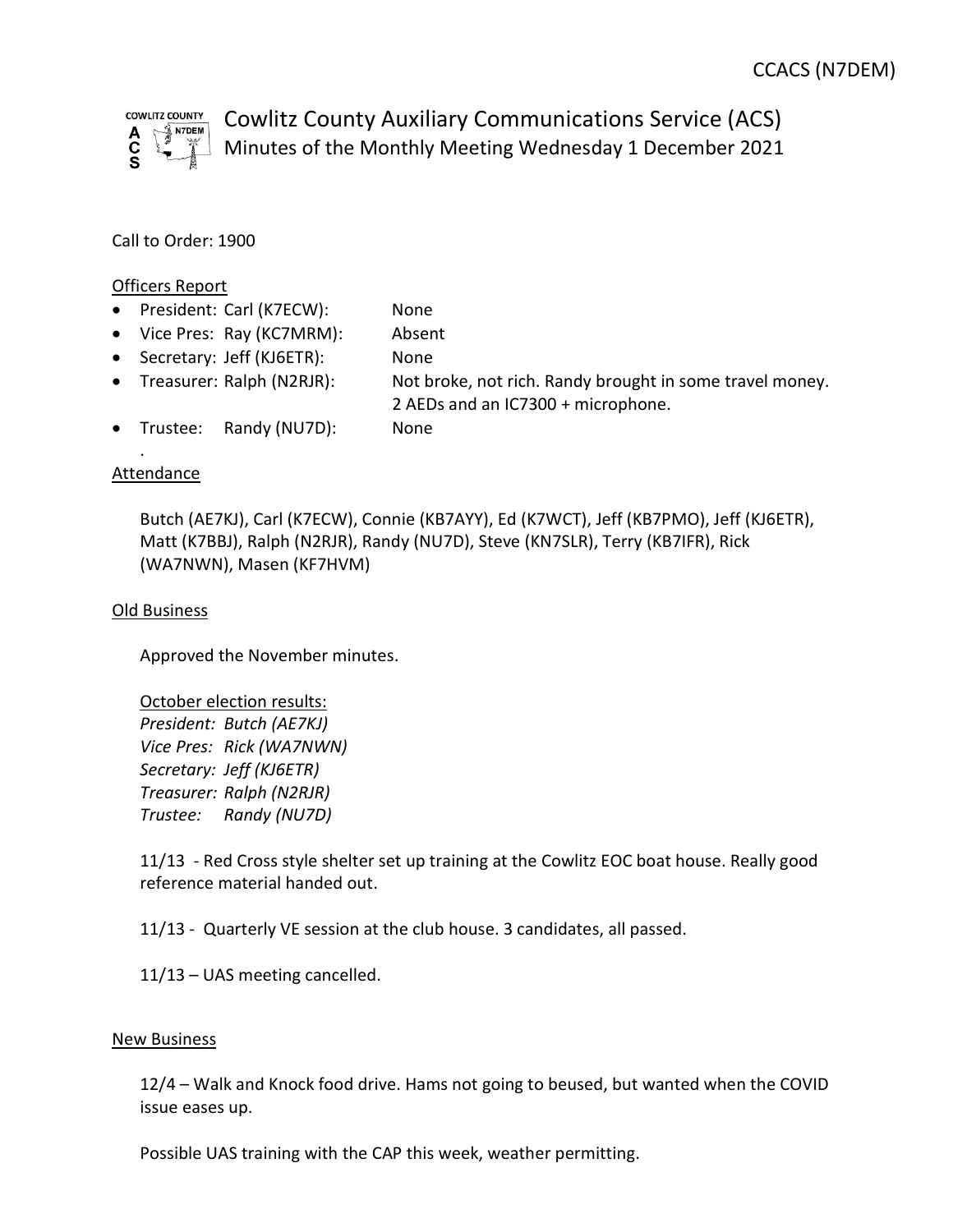# Cowlitz County Auxiliary Communications Service (ACS)

## Minutes of the Monthly Meeting Wednesday 1 December 2021

Call to Order: 1900

### Officers Report

- President: Carl (K7ECW): None
- Vice Pres: Ray (KC7MRM): Absent
- Secretary: Jeff (KJ6ETR): None
- Treasurer: Ralph (N2RJR): Not broke, not rich. Randy brought in some travel money. 2 AEDs and an IC7300 + microphone.
- Trustee: Randy (NU7D): None

.

### Attendance

Butch (AE7KJ), Carl (K7ECW), Connie (KB7AYY), Ed (K7WCT), Jeff (KB7PMO), Jeff (KJ6ETR), Matt (K7BBJ), Ralph (N2RJR), Randy (NU7D), Steve (KN7SLR), Terry (KB7IFR), Rick (WA7NWN), Masen (KF7HVM)

### Old Business

Approved the November minutes.

October election results:
*President: Butch (AE7KJ)*
*Vice Pres: Rick (WA7NWN)*
*Secretary: Jeff (KJ6ETR)*
*Treasurer: Ralph (N2RJR)*
*Trustee: Randy (NU7D)*

11/13 - Red Cross style shelter set up training at the Cowlitz EOC boat house. Really good reference material handed out.

11/13 - Quarterly VE session at the club house. 3 candidates, all passed.

11/13 – UAS meeting cancelled.

### New Business

12/4 – Walk and Knock food drive. Hams not going to beused, but wanted when the COVID issue eases up.

Possible UAS training with the CAP this week, weather permitting.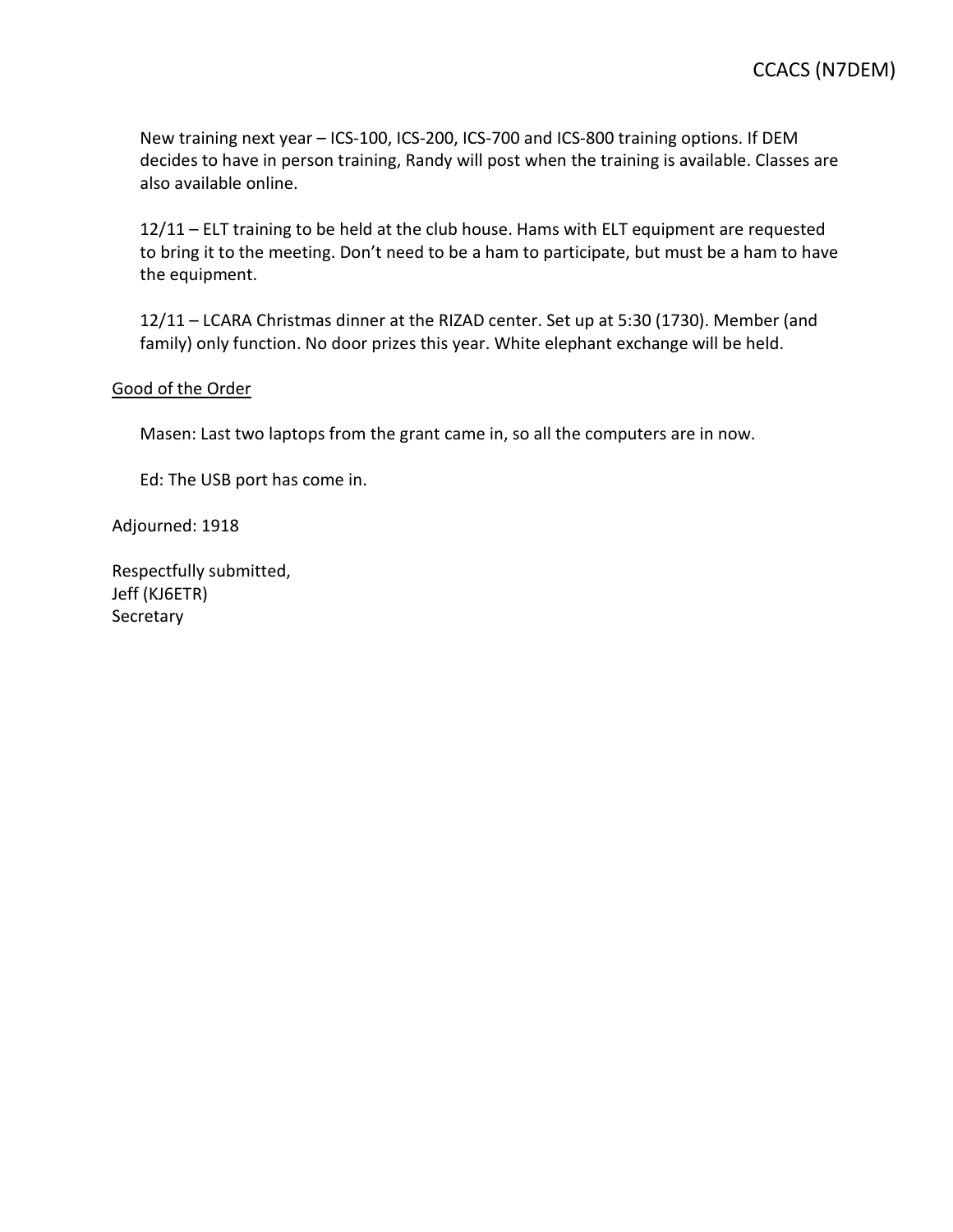New training next year – ICS-100, ICS-200, ICS-700 and ICS-800 training options. If DEM decides to have in person training, Randy will post when the training is available. Classes are also available online.

12/11 – ELT training to be held at the club house. Hams with ELT equipment are requested to bring it to the meeting. Don't need to be a ham to participate, but must be a ham to have the equipment.

12/11 – LCARA Christmas dinner at the RIZAD center. Set up at 5:30 (1730). Member (and family) only function. No door prizes this year. White elephant exchange will be held.

<u>Good of the Order</u>

Masen: Last two laptops from the grant came in, so all the computers are in now.

Ed: The USB port has come in.

Adjourned: 1918

Respectfully submitted,
Jeff (KJ6ETR)
Secretary